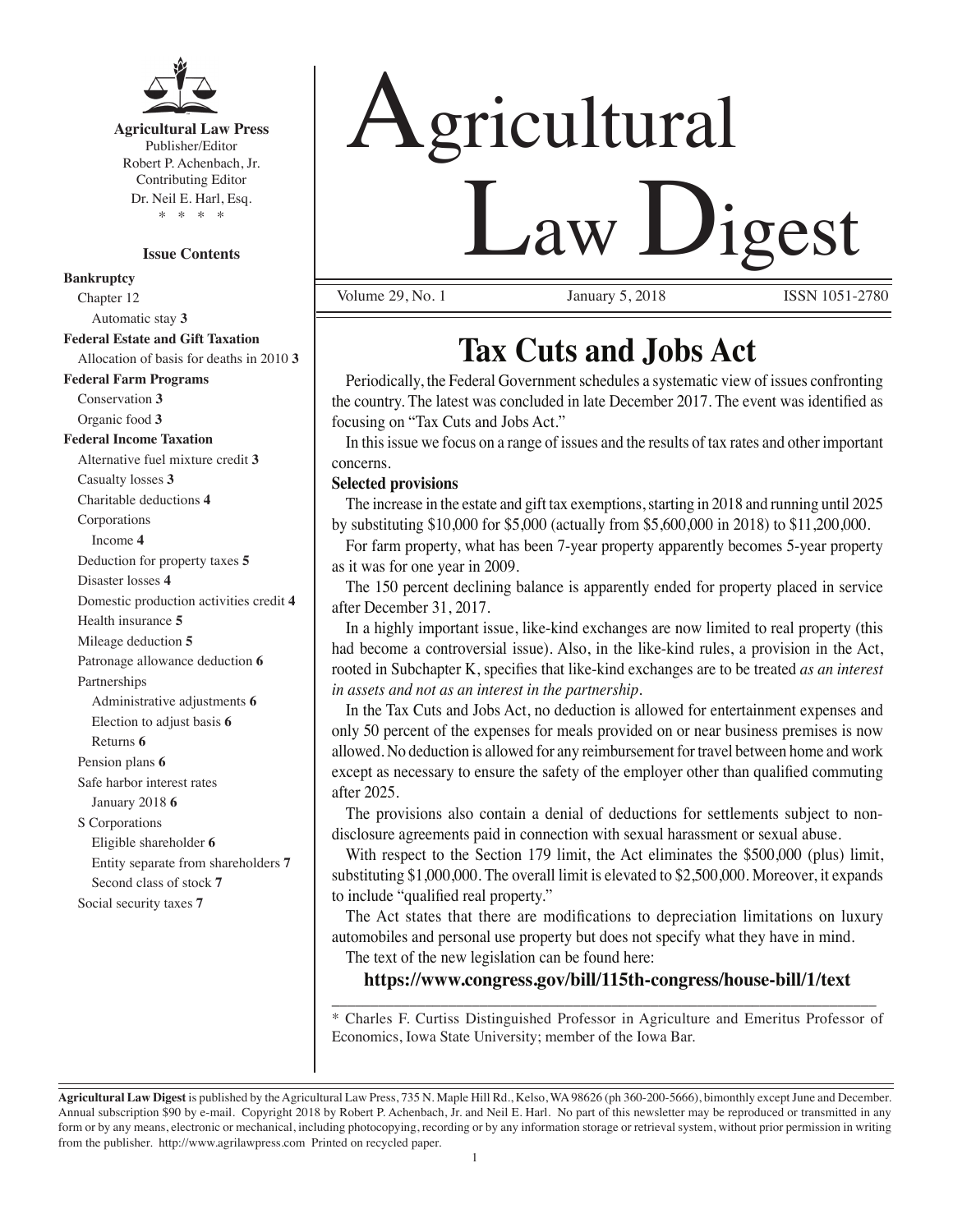**Agricultural Law Press**
Publisher/Editor
Robert P. Achenbach, Jr.
Contributing Editor
Dr. Neil E. Harl, Esq.
\* \* \* \*

**Issue Contents**

**Bankruptcy**
- Chapter 12
  - Automatic stay **3**

**Federal Estate and Gift Taxation**
- Allocation of basis for deaths in 2010 **3**

**Federal Farm Programs**
- Conservation **3**
- Organic food **3**

**Federal Income Taxation**
- Alternative fuel mixture credit **3**
- Casualty losses **3**
- Charitable deductions **4**
- Corporations
  - Income **4**
- Deduction for property taxes **5**
- Disaster losses **4**
- Domestic production activities credit **4**
- Health insurance **5**
- Mileage deduction **5**
- Patronage allowance deduction **6**
- Partnerships
  - Administrative adjustments **6**
  - Election to adjust basis **6**
  - Returns **6**
- Pension plans **6**
- Safe harbor interest rates
  - January 2018 **6**
- S Corporations
  - Eligible shareholder **6**
  - Entity separate from shareholders **7**
  - Second class of stock **7**
- Social security taxes **7**

# Agricultural Law Digest

Volume 29, No. 1 | January 5, 2018 | ISSN 1051-2780

## Tax Cuts and Jobs Act

Periodically, the Federal Government schedules a systematic view of issues confronting the country. The latest was concluded in late December 2017. The event was identified as focusing on "Tax Cuts and Jobs Act."

In this issue we focus on a range of issues and the results of tax rates and other important concerns.

**Selected provisions**

The increase in the estate and gift tax exemptions, starting in 2018 and running until 2025 by substituting $10,000 for $5,000 (actually from $5,600,000 in 2018) to $11,200,000.

For farm property, what has been 7-year property apparently becomes 5-year property as it was for one year in 2009.

The 150 percent declining balance is apparently ended for property placed in service after December 31, 2017.

In a highly important issue, like-kind exchanges are now limited to real property (this had become a controversial issue). Also, in the like-kind rules, a provision in the Act, rooted in Subchapter K, specifies that like-kind exchanges are to be treated *as an interest in assets and not as an interest in the partnership*.

In the Tax Cuts and Jobs Act, no deduction is allowed for entertainment expenses and only 50 percent of the expenses for meals provided on or near business premises is now allowed. No deduction is allowed for any reimbursement for travel between home and work except as necessary to ensure the safety of the employer other than qualified commuting after 2025.

The provisions also contain a denial of deductions for settlements subject to non-disclosure agreements paid in connection with sexual harassment or sexual abuse.

With respect to the Section 179 limit, the Act eliminates the $500,000 (plus) limit, substituting $1,000,000. The overall limit is elevated to $2,500,000. Moreover, it expands to include "qualified real property."

The Act states that there are modifications to depreciation limitations on luxury automobiles and personal use property but does not specify what they have in mind.

The text of the new legislation can be found here:

**https://www.congress.gov/bill/115th-congress/house-bill/1/text**

---

\* Charles F. Curtiss Distinguished Professor in Agriculture and Emeritus Professor of Economics, Iowa State University; member of the Iowa Bar.

---

**Agricultural Law Digest** is published by the Agricultural Law Press, 735 N. Maple Hill Rd., Kelso, WA 98626 (ph 360-200-5666), bimonthly except June and December. Annual subscription $90 by e-mail. Copyright 2018 by Robert P. Achenbach, Jr. and Neil E. Harl. No part of this newsletter may be reproduced or transmitted in any form or by any means, electronic or mechanical, including photocopying, recording or by any information storage or retrieval system, without prior permission in writing from the publisher. http://www.agrilawpress.com Printed on recycled paper.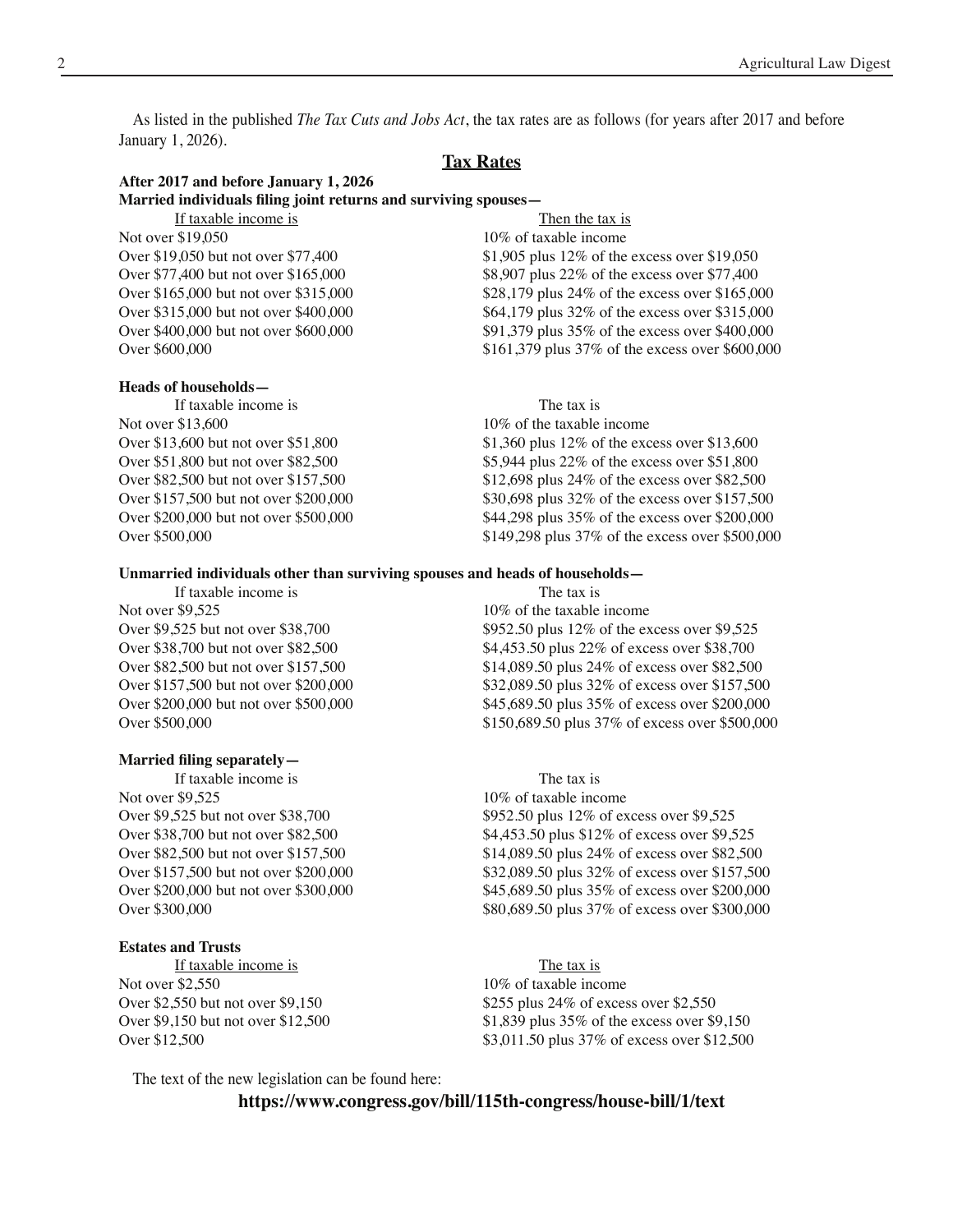As listed in the published *The Tax Cuts and Jobs Act*, the tax rates are as follows (for years after 2017 and before January 1, 2026).

## Tax Rates

**After 2017 and before January 1, 2026**

**Married individuals filing joint returns and surviving spouses—**

| If taxable income is | Then the tax is |
|---|---|
| Not over $19,050 | 10% of taxable income |
| Over $19,050 but not over $77,400 | $1,905 plus 12% of the excess over $19,050 |
| Over $77,400 but not over $165,000 | $8,907 plus 22% of the excess over $77,400 |
| Over $165,000 but not over $315,000 | $28,179 plus 24% of the excess over $165,000 |
| Over $315,000 but not over $400,000 | $64,179 plus 32% of the excess over $315,000 |
| Over $400,000 but not over $600,000 | $91,379 plus 35% of the excess over $400,000 |
| Over $600,000 | $161,379 plus 37% of the excess over $600,000 |

**Heads of households—**

| If taxable income is | The tax is |
|---|---|
| Not over $13,600 | 10% of the taxable income |
| Over $13,600 but not over $51,800 | $1,360 plus 12% of the excess over $13,600 |
| Over $51,800 but not over $82,500 | $5,944 plus 22% of the excess over $51,800 |
| Over $82,500 but not over $157,500 | $12,698 plus 24% of the excess over $82,500 |
| Over $157,500 but not over $200,000 | $30,698 plus 32% of the excess over $157,500 |
| Over $200,000 but not over $500,000 | $44,298 plus 35% of the excess over $200,000 |
| Over $500,000 | $149,298 plus 37% of the excess over $500,000 |

**Unmarried individuals other than surviving spouses and heads of households—**

| If taxable income is | The tax is |
|---|---|
| Not over $9,525 | 10% of the taxable income |
| Over $9,525 but not over $38,700 | $952.50 plus 12% of the excess over $9,525 |
| Over $38,700 but not over $82,500 | $4,453.50 plus 22% of excess over $38,700 |
| Over $82,500 but not over $157,500 | $14,089.50 plus 24% of excess over $82,500 |
| Over $157,500 but not over $200,000 | $32,089.50 plus 32% of excess over $157,500 |
| Over $200,000 but not over $500,000 | $45,689.50 plus 35% of excess over $200,000 |
| Over $500,000 | $150,689.50 plus 37% of excess over $500,000 |

**Married filing separately—**

| If taxable income is | The tax is |
|---|---|
| Not over $9,525 | 10% of taxable income |
| Over $9,525 but not over $38,700 | $952.50 plus 12% of excess over $9,525 |
| Over $38,700 but not over $82,500 | $4,453.50 plus $12% of excess over $9,525 |
| Over $82,500 but not over $157,500 | $14,089.50 plus 24% of excess over $82,500 |
| Over $157,500 but not over $200,000 | $32,089.50 plus 32% of excess over $157,500 |
| Over $200,000 but not over $300,000 | $45,689.50 plus 35% of excess over $200,000 |
| Over $300,000 | $80,689.50 plus 37% of excess over $300,000 |

**Estates and Trusts**

| If taxable income is | The tax is |
|---|---|
| Not over $2,550 | 10% of taxable income |
| Over $2,550 but not over $9,150 | $255 plus 24% of excess over $2,550 |
| Over $9,150 but not over $12,500 | $1,839 plus 35% of the excess over $9,150 |
| Over $12,500 | $3,011.50 plus 37% of excess over $12,500 |

The text of the new legislation can be found here:

**https://www.congress.gov/bill/115th-congress/house-bill/1/text**